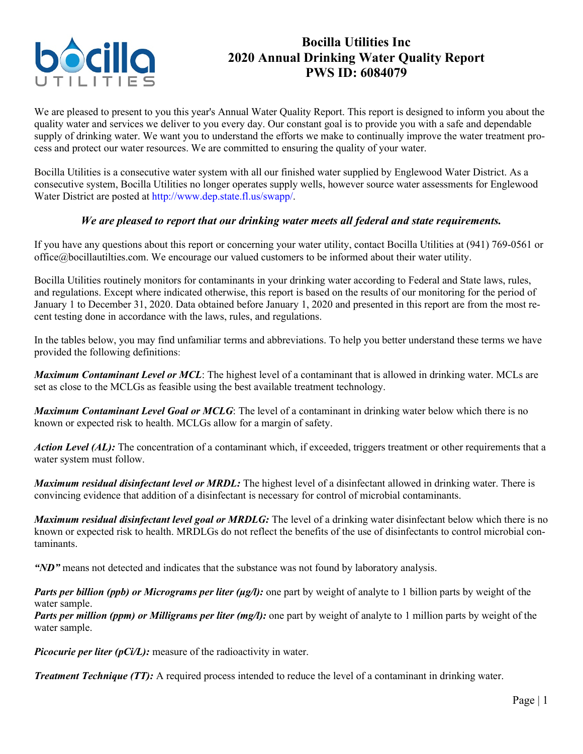# Bocilla Utilities Inc
# 2020 Annual Drinking Water Quality Report
# PWS ID: 6084079

We are pleased to present to you this year's Annual Water Quality Report. This report is designed to inform you about the quality water and services we deliver to you every day. Our constant goal is to provide you with a safe and dependable supply of drinking water. We want you to understand the efforts we make to continually improve the water treatment process and protect our water resources. We are committed to ensuring the quality of your water.

Bocilla Utilities is a consecutive water system with all our finished water supplied by Englewood Water District. As a consecutive system, Bocilla Utilities no longer operates supply wells, however source water assessments for Englewood Water District are posted at http://www.dep.state.fl.us/swapp/.

***We are pleased to report that our drinking water meets all federal and state requirements.***

If you have any questions about this report or concerning your water utility, contact Bocilla Utilities at (941) 769-0561 or office@bocillautilties.com. We encourage our valued customers to be informed about their water utility.

Bocilla Utilities routinely monitors for contaminants in your drinking water according to Federal and State laws, rules, and regulations. Except where indicated otherwise, this report is based on the results of our monitoring for the period of January 1 to December 31, 2020. Data obtained before January 1, 2020 and presented in this report are from the most recent testing done in accordance with the laws, rules, and regulations.

In the tables below, you may find unfamiliar terms and abbreviations. To help you better understand these terms we have provided the following definitions:

***Maximum Contaminant Level or MCL***: The highest level of a contaminant that is allowed in drinking water. MCLs are set as close to the MCLGs as feasible using the best available treatment technology.

***Maximum Contaminant Level Goal or MCLG***: The level of a contaminant in drinking water below which there is no known or expected risk to health. MCLGs allow for a margin of safety.

***Action Level (AL):*** The concentration of a contaminant which, if exceeded, triggers treatment or other requirements that a water system must follow.

***Maximum residual disinfectant level or MRDL:*** The highest level of a disinfectant allowed in drinking water. There is convincing evidence that addition of a disinfectant is necessary for control of microbial contaminants.

***Maximum residual disinfectant level goal or MRDLG:*** The level of a drinking water disinfectant below which there is no known or expected risk to health. MRDLGs do not reflect the benefits of the use of disinfectants to control microbial contaminants.

***"ND"*** means not detected and indicates that the substance was not found by laboratory analysis.

***Parts per billion (ppb) or Micrograms per liter (μg/l):*** one part by weight of analyte to 1 billion parts by weight of the water sample.

***Parts per million (ppm) or Milligrams per liter (mg/l):*** one part by weight of analyte to 1 million parts by weight of the water sample.

***Picocurie per liter (pCi/L):*** measure of the radioactivity in water.

***Treatment Technique (TT):*** A required process intended to reduce the level of a contaminant in drinking water.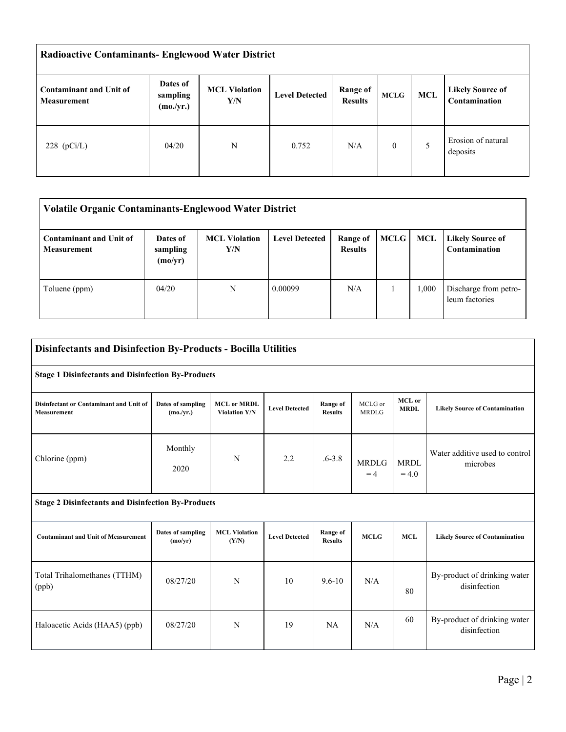| Radioactive Contaminants- Englewood Water District | | | | | | | |
|---|---|---|---|---|---|---|---|
| **Contaminant and Unit of Measurement** | **Dates of sampling (mo./yr.)** | **MCL Violation Y/N** | **Level Detected** | **Range of Results** | **MCLG** | **MCL** | **Likely Source of Contamination** |
| 228 (pCi/L) | 04/20 | N | 0.752 | N/A | 0 | 5 | Erosion of natural deposits |

| Volatile Organic Contaminants-Englewood Water District | | | | | | | |
|---|---|---|---|---|---|---|---|
| **Contaminant and Unit of Measurement** | **Dates of sampling (mo/yr)** | **MCL Violation Y/N** | **Level Detected** | **Range of Results** | **MCLG** | **MCL** | **Likely Source of Contamination** |
| Toluene (ppm) | 04/20 | N | 0.00099 | N/A | 1 | 1,000 | Discharge from petro-leum factories |

| Disinfectants and Disinfection By-Products - Bocilla Utilities | | | | | | | |
|---|---|---|---|---|---|---|---|
| **Stage 1 Disinfectants and Disinfection By-Products** | | | | | | | |
| **Disinfectant or Contaminant and Unit of Measurement** | **Dates of sampling (mo./yr.)** | **MCL or MRDL Violation Y/N** | **Level Detected** | **Range of Results** | MCLG or MRDLG | **MCL or MRDL** | **Likely Source of Contamination** |
| Chlorine (ppm) | Monthly 2020 | N | 2.2 | .6-3.8 | MRDLG = 4 | MRDL = 4.0 | Water additive used to control microbes |
| **Stage 2 Disinfectants and Disinfection By-Products** | | | | | | | |
| **Contaminant and Unit of Measurement** | **Dates of sampling (mo/yr)** | **MCL Violation (Y/N)** | **Level Detected** | **Range of Results** | **MCLG** | **MCL** | **Likely Source of Contamination** |
| Total Trihalomethanes (TTHM) (ppb) | 08/27/20 | N | 10 | 9.6-10 | N/A | 80 | By-product of drinking water disinfection |
| Haloacetic Acids (HAA5) (ppb) | 08/27/20 | N | 19 | NA | N/A | 60 | By-product of drinking water disinfection |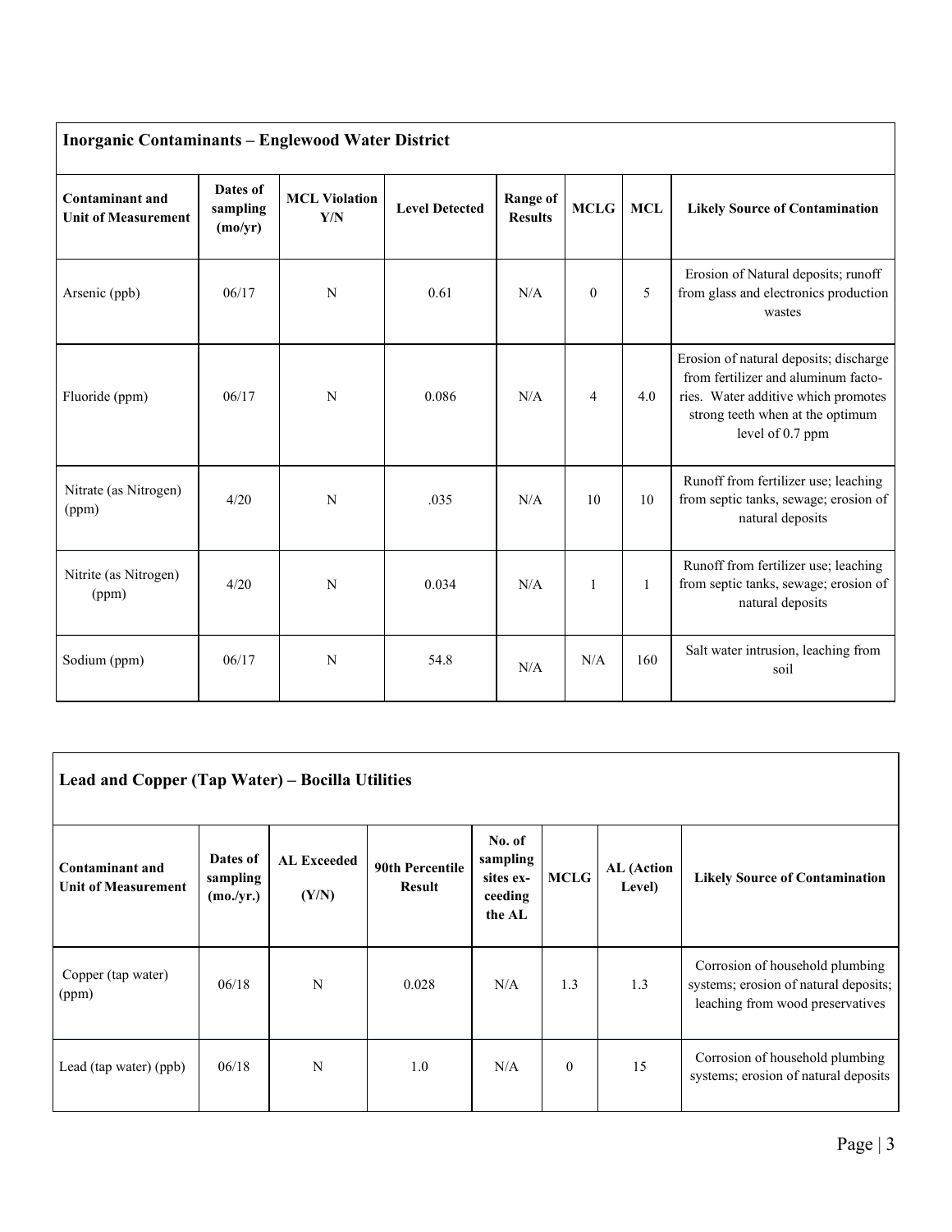| Inorganic Contaminants – Englewood Water District | | | | | | | |
|---|---|---|---|---|---|---|---|
| **Contaminant and Unit of Measurement** | **Dates of sampling (mo/yr)** | **MCL Violation Y/N** | **Level Detected** | **Range of Results** | **MCLG** | **MCL** | **Likely Source of Contamination** |
| Arsenic (ppb) | 06/17 | N | 0.61 | N/A | 0 | 5 | Erosion of Natural deposits; runoff from glass and electronics production wastes |
| Fluoride (ppm) | 06/17 | N | 0.086 | N/A | 4 | 4.0 | Erosion of natural deposits; discharge from fertilizer and aluminum factories. Water additive which promotes strong teeth when at the optimum level of 0.7 ppm |
| Nitrate (as Nitrogen) (ppm) | 4/20 | N | .035 | N/A | 10 | 10 | Runoff from fertilizer use; leaching from septic tanks, sewage; erosion of natural deposits |
| Nitrite (as Nitrogen) (ppm) | 4/20 | N | 0.034 | N/A | 1 | 1 | Runoff from fertilizer use; leaching from septic tanks, sewage; erosion of natural deposits |
| Sodium (ppm) | 06/17 | N | 54.8 | N/A | N/A | 160 | Salt water intrusion, leaching from soil |

| Lead and Copper (Tap Water) – Bocilla Utilities | | | | | | | |
|---|---|---|---|---|---|---|---|
| **Contaminant and Unit of Measurement** | **Dates of sampling (mo./yr.)** | **AL Exceeded (Y/N)** | **90th Percentile Result** | **No. of sampling sites exceeding the AL** | **MCLG** | **AL (Action Level)** | **Likely Source of Contamination** |
| Copper (tap water) (ppm) | 06/18 | N | 0.028 | N/A | 1.3 | 1.3 | Corrosion of household plumbing systems; erosion of natural deposits; leaching from wood preservatives |
| Lead (tap water) (ppb) | 06/18 | N | 1.0 | N/A | 0 | 15 | Corrosion of household plumbing systems; erosion of natural deposits |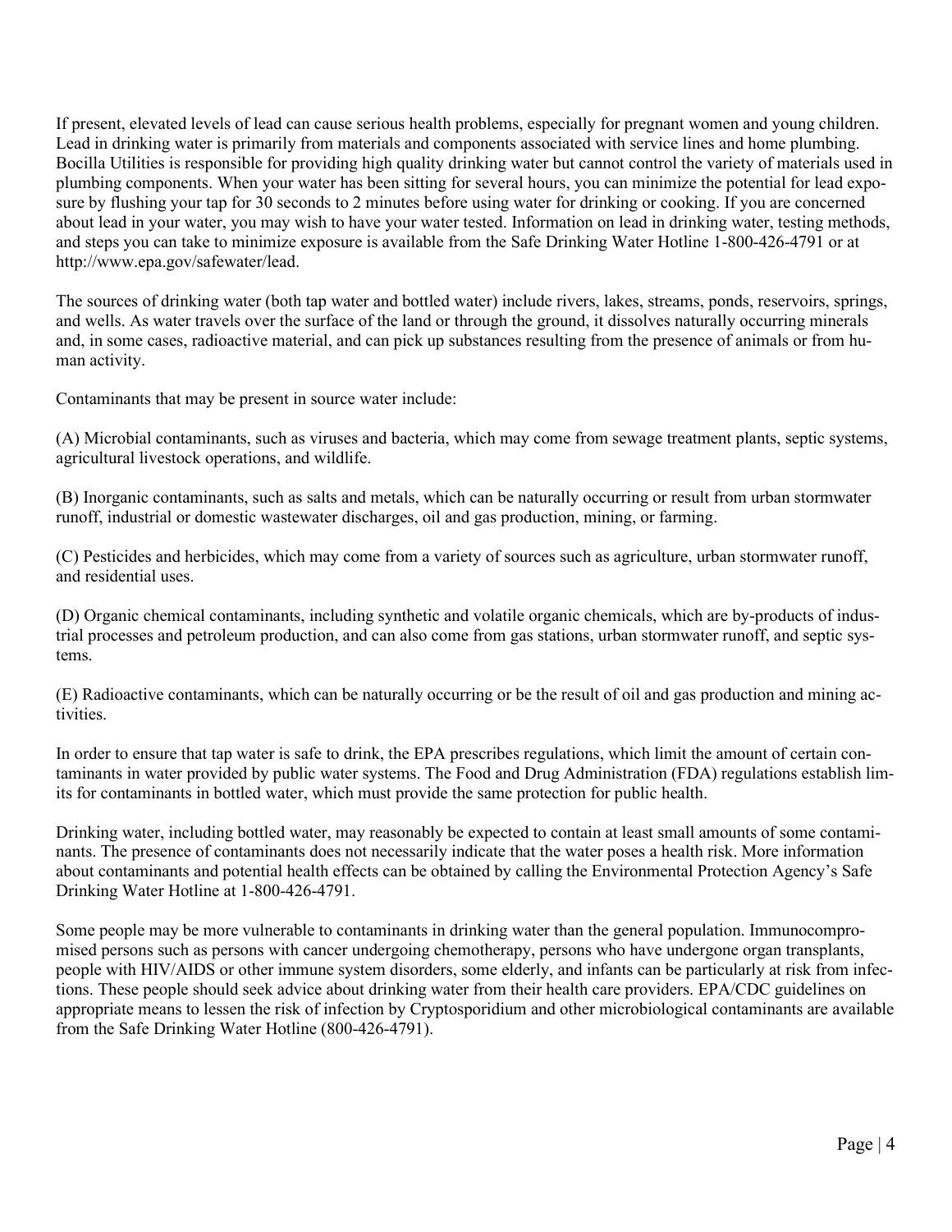If present, elevated levels of lead can cause serious health problems, especially for pregnant women and young children. Lead in drinking water is primarily from materials and components associated with service lines and home plumbing. Bocilla Utilities is responsible for providing high quality drinking water but cannot control the variety of materials used in plumbing components. When your water has been sitting for several hours, you can minimize the potential for lead exposure by flushing your tap for 30 seconds to 2 minutes before using water for drinking or cooking. If you are concerned about lead in your water, you may wish to have your water tested. Information on lead in drinking water, testing methods, and steps you can take to minimize exposure is available from the Safe Drinking Water Hotline 1-800-426-4791 or at http://www.epa.gov/safewater/lead.

The sources of drinking water (both tap water and bottled water) include rivers, lakes, streams, ponds, reservoirs, springs, and wells. As water travels over the surface of the land or through the ground, it dissolves naturally occurring minerals and, in some cases, radioactive material, and can pick up substances resulting from the presence of animals or from human activity.

Contaminants that may be present in source water include:

(A) Microbial contaminants, such as viruses and bacteria, which may come from sewage treatment plants, septic systems, agricultural livestock operations, and wildlife.

(B) Inorganic contaminants, such as salts and metals, which can be naturally occurring or result from urban stormwater runoff, industrial or domestic wastewater discharges, oil and gas production, mining, or farming.

(C) Pesticides and herbicides, which may come from a variety of sources such as agriculture, urban stormwater runoff, and residential uses.

(D) Organic chemical contaminants, including synthetic and volatile organic chemicals, which are by-products of industrial processes and petroleum production, and can also come from gas stations, urban stormwater runoff, and septic systems.

(E) Radioactive contaminants, which can be naturally occurring or be the result of oil and gas production and mining activities.

In order to ensure that tap water is safe to drink, the EPA prescribes regulations, which limit the amount of certain contaminants in water provided by public water systems. The Food and Drug Administration (FDA) regulations establish limits for contaminants in bottled water, which must provide the same protection for public health.

Drinking water, including bottled water, may reasonably be expected to contain at least small amounts of some contaminants. The presence of contaminants does not necessarily indicate that the water poses a health risk. More information about contaminants and potential health effects can be obtained by calling the Environmental Protection Agency's Safe Drinking Water Hotline at 1-800-426-4791.

Some people may be more vulnerable to contaminants in drinking water than the general population. Immunocompromised persons such as persons with cancer undergoing chemotherapy, persons who have undergone organ transplants, people with HIV/AIDS or other immune system disorders, some elderly, and infants can be particularly at risk from infections. These people should seek advice about drinking water from their health care providers. EPA/CDC guidelines on appropriate means to lessen the risk of infection by Cryptosporidium and other microbiological contaminants are available from the Safe Drinking Water Hotline (800-426-4791).